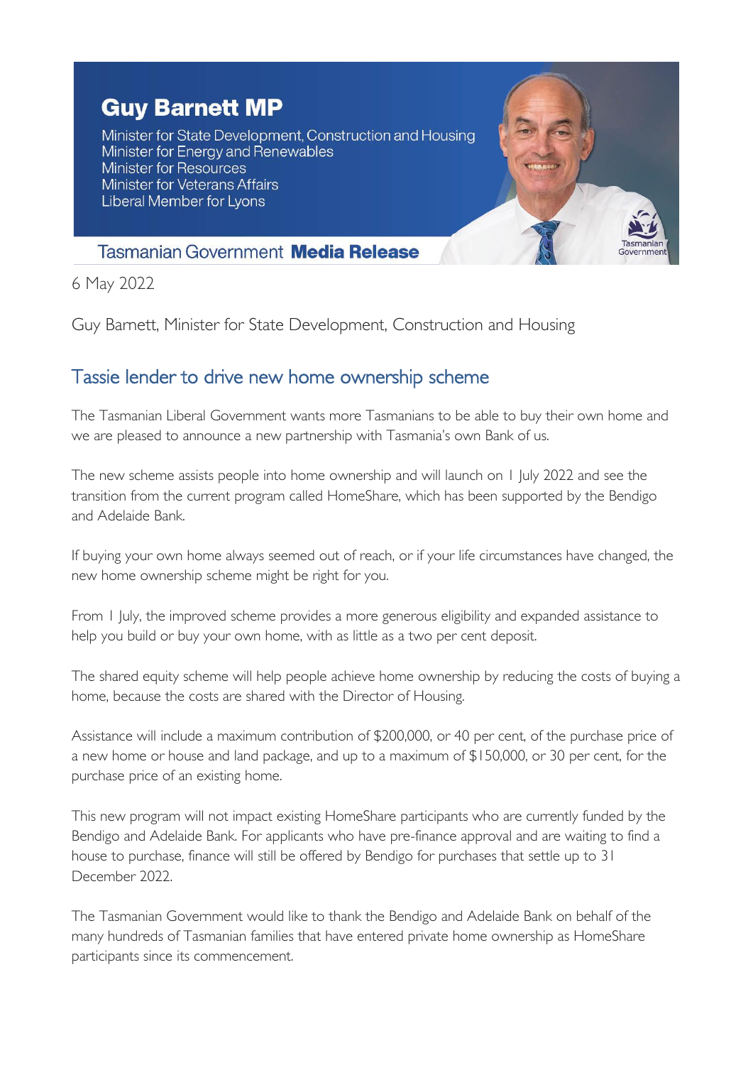**Guy Barnett MP**

Minister for State Development, Construction and Housing
Minister for Energy and Renewables
Minister for Resources
Minister for Veterans Affairs
Liberal Member for Lyons

Tasmanian Government **Media Release**

6 May 2022

Guy Barnett, Minister for State Development, Construction and Housing

## Tassie lender to drive new home ownership scheme

The Tasmanian Liberal Government wants more Tasmanians to be able to buy their own home and we are pleased to announce a new partnership with Tasmania's own Bank of us.

The new scheme assists people into home ownership and will launch on 1 July 2022 and see the transition from the current program called HomeShare, which has been supported by the Bendigo and Adelaide Bank.

If buying your own home always seemed out of reach, or if your life circumstances have changed, the new home ownership scheme might be right for you.

From 1 July, the improved scheme provides a more generous eligibility and expanded assistance to help you build or buy your own home, with as little as a two per cent deposit.

The shared equity scheme will help people achieve home ownership by reducing the costs of buying a home, because the costs are shared with the Director of Housing.

Assistance will include a maximum contribution of $200,000, or 40 per cent, of the purchase price of a new home or house and land package, and up to a maximum of $150,000, or 30 per cent, for the purchase price of an existing home.

This new program will not impact existing HomeShare participants who are currently funded by the Bendigo and Adelaide Bank. For applicants who have pre-finance approval and are waiting to find a house to purchase, finance will still be offered by Bendigo for purchases that settle up to 31 December 2022.

The Tasmanian Government would like to thank the Bendigo and Adelaide Bank on behalf of the many hundreds of Tasmanian families that have entered private home ownership as HomeShare participants since its commencement.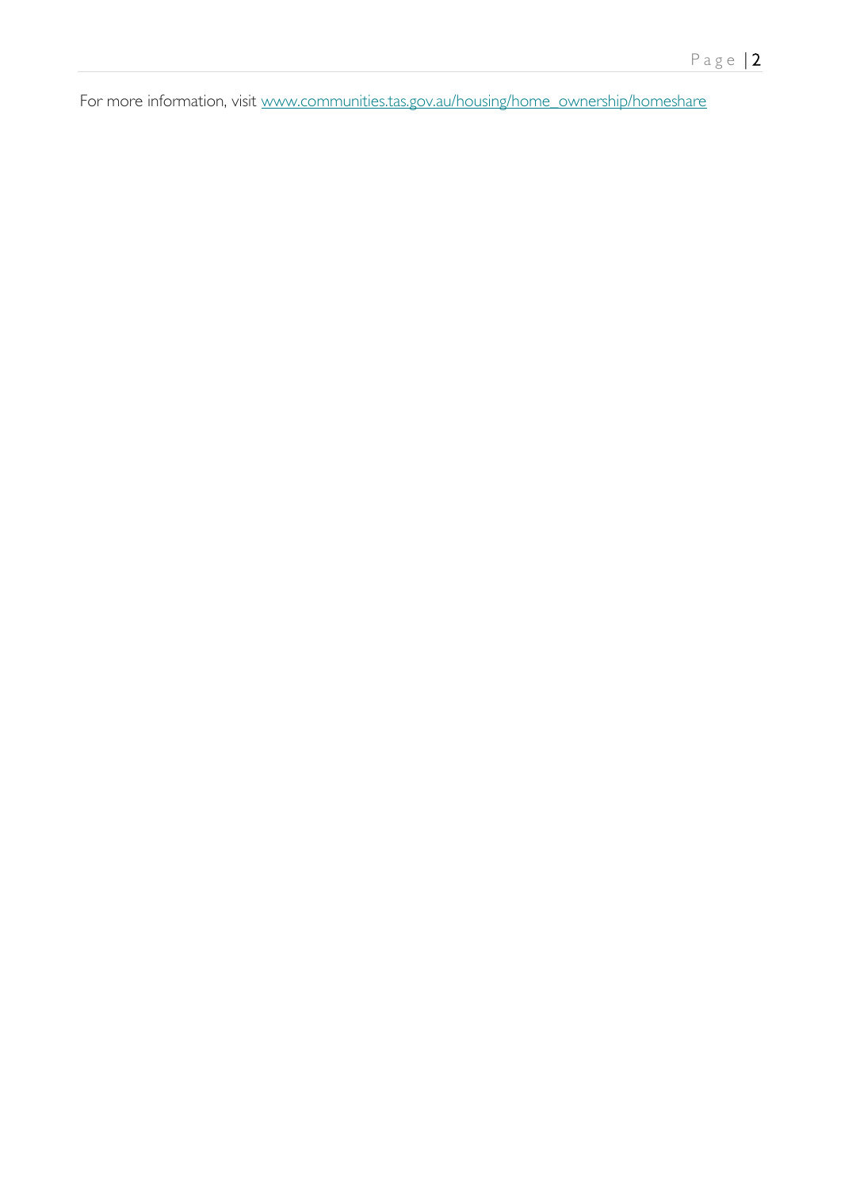For more information, visit [www.communities.tas.gov.au/housing/home_ownership/homeshare](www.communities.tas.gov.au/housing/home_ownership/homeshare)